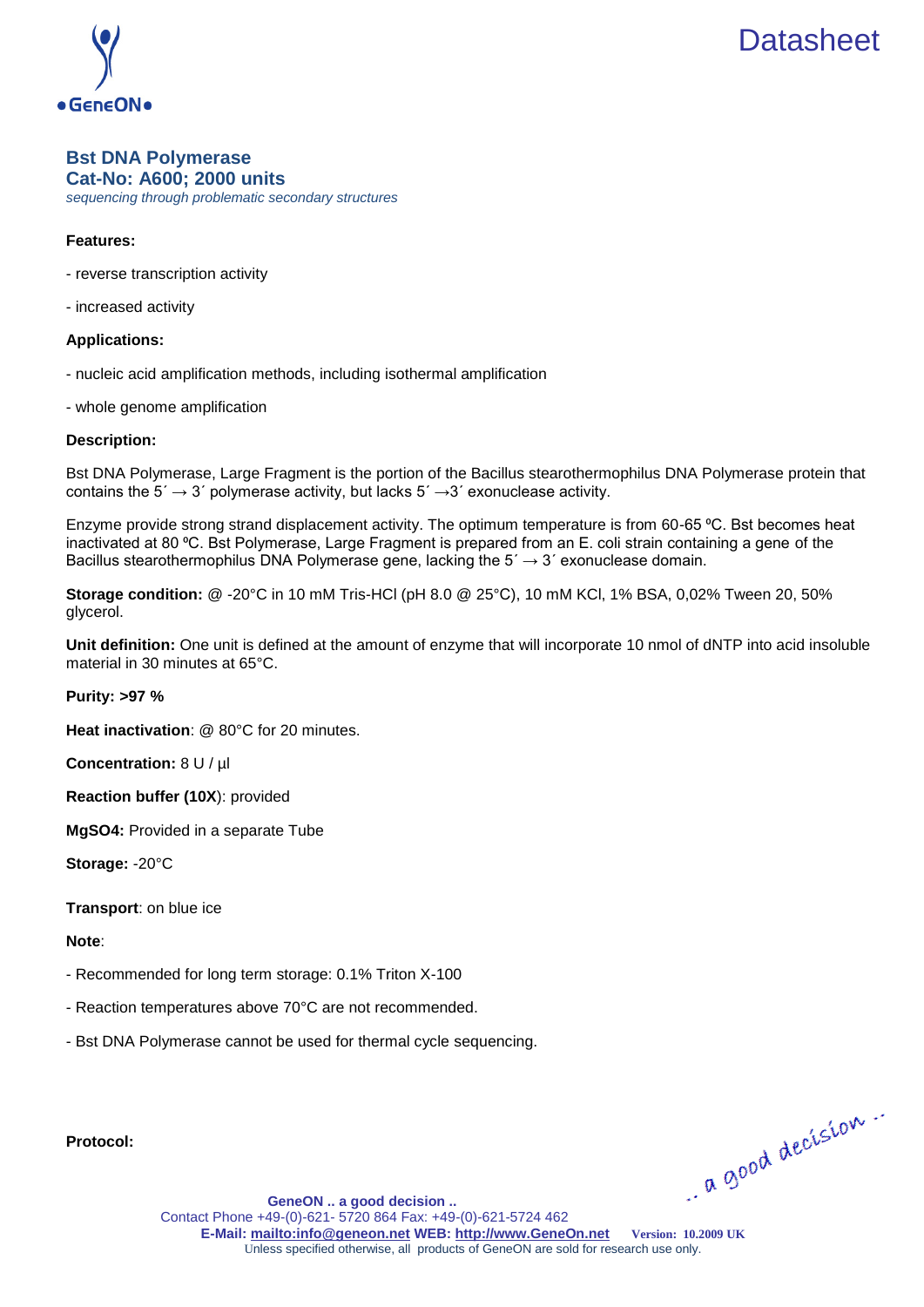# Datasheet

## Bst DNA Polymerase
## Cat-No: A600; 2000 units

*sequencing through problematic secondary structures*

**Features:**

- reverse transcription activity
- increased activity

**Applications:**

- nucleic acid amplification methods, including isothermal amplification
- whole genome amplification

**Description:**

Bst DNA Polymerase, Large Fragment is the portion of the Bacillus stearothermophilus DNA Polymerase protein that contains the 5´ → 3´ polymerase activity, but lacks 5´ →3´ exonuclease activity.

Enzyme provide strong strand displacement activity. The optimum temperature is from 60-65 ºC. Bst becomes heat inactivated at 80 ºC. Bst Polymerase, Large Fragment is prepared from an E. coli strain containing a gene of the Bacillus stearothermophilus DNA Polymerase gene, lacking the 5´ → 3´ exonuclease domain.

**Storage condition:** @ -20°C in 10 mM Tris-HCl (pH 8.0 @ 25°C), 10 mM KCl, 1% BSA, 0,02% Tween 20, 50% glycerol.

**Unit definition:** One unit is defined at the amount of enzyme that will incorporate 10 nmol of dNTP into acid insoluble material in 30 minutes at 65°C.

**Purity: >97 %**

**Heat inactivation**: @ 80°C for 20 minutes.

**Concentration:** 8 U / µl

**Reaction buffer (10X**): provided

**MgSO4:** Provided in a separate Tube

**Storage:** -20°C

**Transport**: on blue ice

**Note**:

- Recommended for long term storage: 0.1% Triton X-100
- Reaction temperatures above 70°C are not recommended.
- Bst DNA Polymerase cannot be used for thermal cycle sequencing.

**Protocol:**

.. a good decision ..

**GeneON .. a good decision ..**
Contact Phone +49-(0)-621- 5720 864 Fax: +49-(0)-621-5724 462
**E-Mail: mailto:info@geneon.net WEB: http://www.GeneOn.net** **Version: 10.2009 UK**
Unless specified otherwise, all products of GeneON are sold for research use only.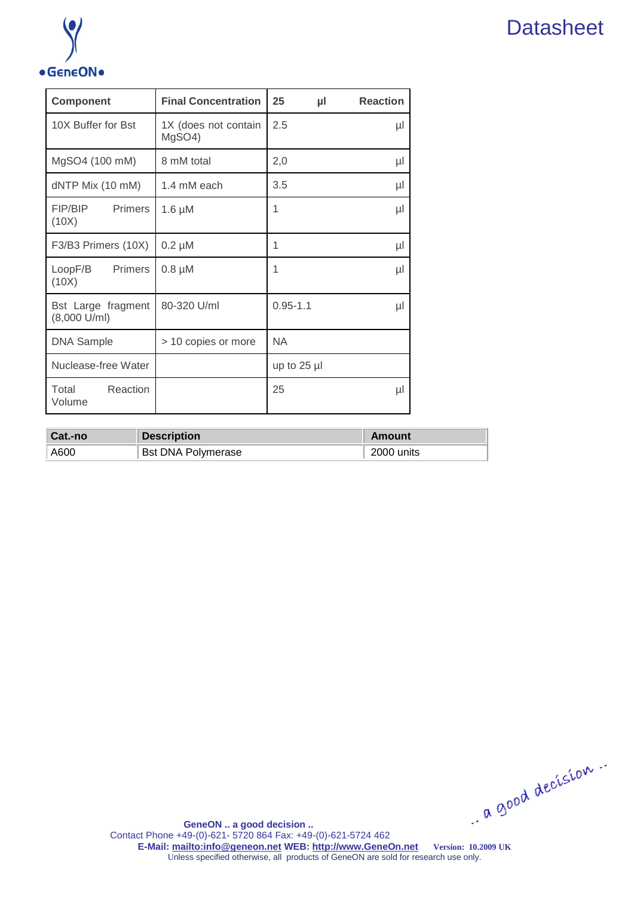| Component | Final Concentration | 25 µl Reaction |
| --- | --- | --- |
| 10X Buffer for Bst | 1X (does not contain MgSO4) | 2.5 µl |
| MgSO4 (100 mM) | 8 mM total | 2,0 µl |
| dNTP Mix (10 mM) | 1.4 mM each | 3.5 µl |
| FIP/BIP Primers (10X) | 1.6 µM | 1 µl |
| F3/B3 Primers (10X) | 0.2 µM | 1 µl |
| LoopF/B Primers (10X) | 0.8 µM | 1 µl |
| Bst Large fragment (8,000 U/ml) | 80-320 U/ml | 0.95-1.1 µl |
| DNA Sample | > 10 copies or more | NA |
| Nuclease-free Water | | up to 25 µl |
| Total Reaction Volume | | 25 µl |

| Cat.-no | Description | Amount |
| --- | --- | --- |
| A600 | Bst DNA Polymerase | 2000 units |

.. a good decision ..

**GeneON .. a good decision ..**
Contact Phone +49-(0)-621- 5720 864 Fax: +49-(0)-621-5724 462
**E-Mail: mailto:info@geneon.net WEB: http://www.GeneOn.net** **Version: 10.2009 UK**
Unless specified otherwise, all products of GeneON are sold for research use only.